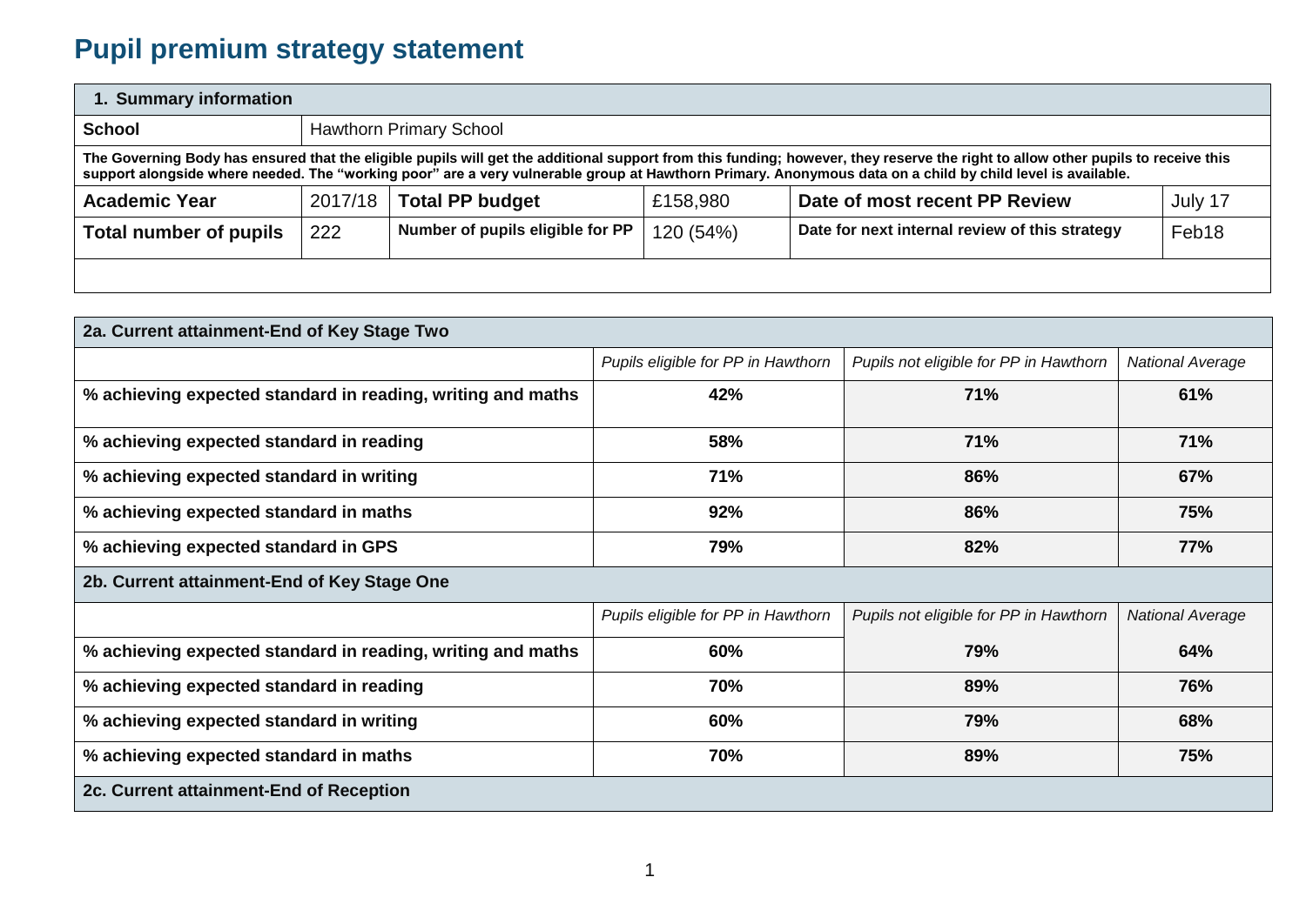# Pupil premium strategy statement

| 1. Summary information | | | | | |
|---|---|---|---|---|---|
| **School** | Hawthorn Primary School | | | | |
| **The Governing Body has ensured that the eligible pupils will get the additional support from this funding; however, they reserve the right to allow other pupils to receive this support alongside where needed. The "working poor" are a very vulnerable group at Hawthorn Primary. Anonymous data on a child by child level is available.** | | | | | |
| **Academic Year** | 2017/18 | **Total PP budget** | £158,980 | **Date of most recent PP Review** | July 17 |
| **Total number of pupils** | 222 | **Number of pupils eligible for PP** | 120 (54%) | **Date for next internal review of this strategy** | Feb18 |

| 2a. Current attainment-End of Key Stage Two | | | |
|---|---|---|---|
| | *Pupils eligible for PP in Hawthorn* | *Pupils not eligible for PP in Hawthorn* | *National Average* |
| **% achieving expected standard in reading, writing and maths** | **42%** | **71%** | **61%** |
| **% achieving expected standard in reading** | **58%** | **71%** | **71%** |
| **% achieving expected standard in writing** | **71%** | **86%** | **67%** |
| **% achieving expected standard in maths** | **92%** | **86%** | **75%** |
| **% achieving expected standard in GPS** | **79%** | **82%** | **77%** |
| **2b. Current attainment-End of Key Stage One** | | | |
| | *Pupils eligible for PP in Hawthorn* | *Pupils not eligible for PP in Hawthorn* | *National Average* |
| **% achieving expected standard in reading, writing and maths** | **60%** | **79%** | **64%** |
| **% achieving expected standard in reading** | **70%** | **89%** | **76%** |
| **% achieving expected standard in writing** | **60%** | **79%** | **68%** |
| **% achieving expected standard in maths** | **70%** | **89%** | **75%** |
| **2c. Current attainment-End of Reception** | | | |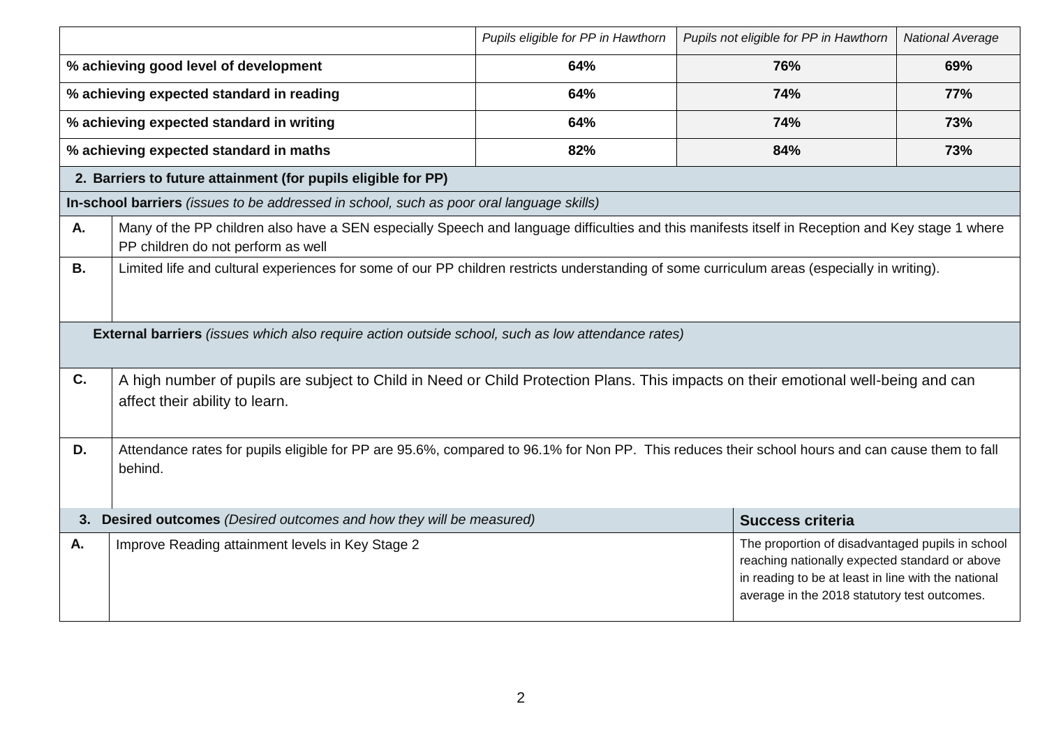| | Pupils eligible for PP in Hawthorn | Pupils not eligible for PP in Hawthorn | National Average |
|---|---|---|---|
| **% achieving good level of development** | **64%** | **76%** | **69%** |
| **% achieving expected standard in reading** | **64%** | **74%** | **77%** |
| **% achieving expected standard in writing** | **64%** | **74%** | **73%** |
| **% achieving expected standard in maths** | **82%** | **84%** | **73%** |

## 2. Barriers to future attainment (for pupils eligible for PP)

**In-school barriers** *(issues to be addressed in school, such as poor oral language skills)*

| | |
|---|---|
| **A.** | Many of the PP children also have a SEN especially Speech and language difficulties and this manifests itself in Reception and Key stage 1 where PP children do not perform as well |
| **B.** | Limited life and cultural experiences for some of our PP children restricts understanding of some curriculum areas (especially in writing). |

**External barriers** *(issues which also require action outside school, such as low attendance rates)*

| | |
|---|---|
| **C.** | A high number of pupils are subject to Child in Need or Child Protection Plans. This impacts on their emotional well-being and can affect their ability to learn. |
| **D.** | Attendance rates for pupils eligible for PP are 95.6%, compared to 96.1% for Non PP. This reduces their school hours and can cause them to fall behind. |

## 3. Desired outcomes

| | **Desired outcomes** *(Desired outcomes and how they will be measured)* | **Success criteria** |
|---|---|---|
| **A.** | Improve Reading attainment levels in Key Stage 2 | The proportion of disadvantaged pupils in school reaching nationally expected standard or above in reading to be at least in line with the national average in the 2018 statutory test outcomes. |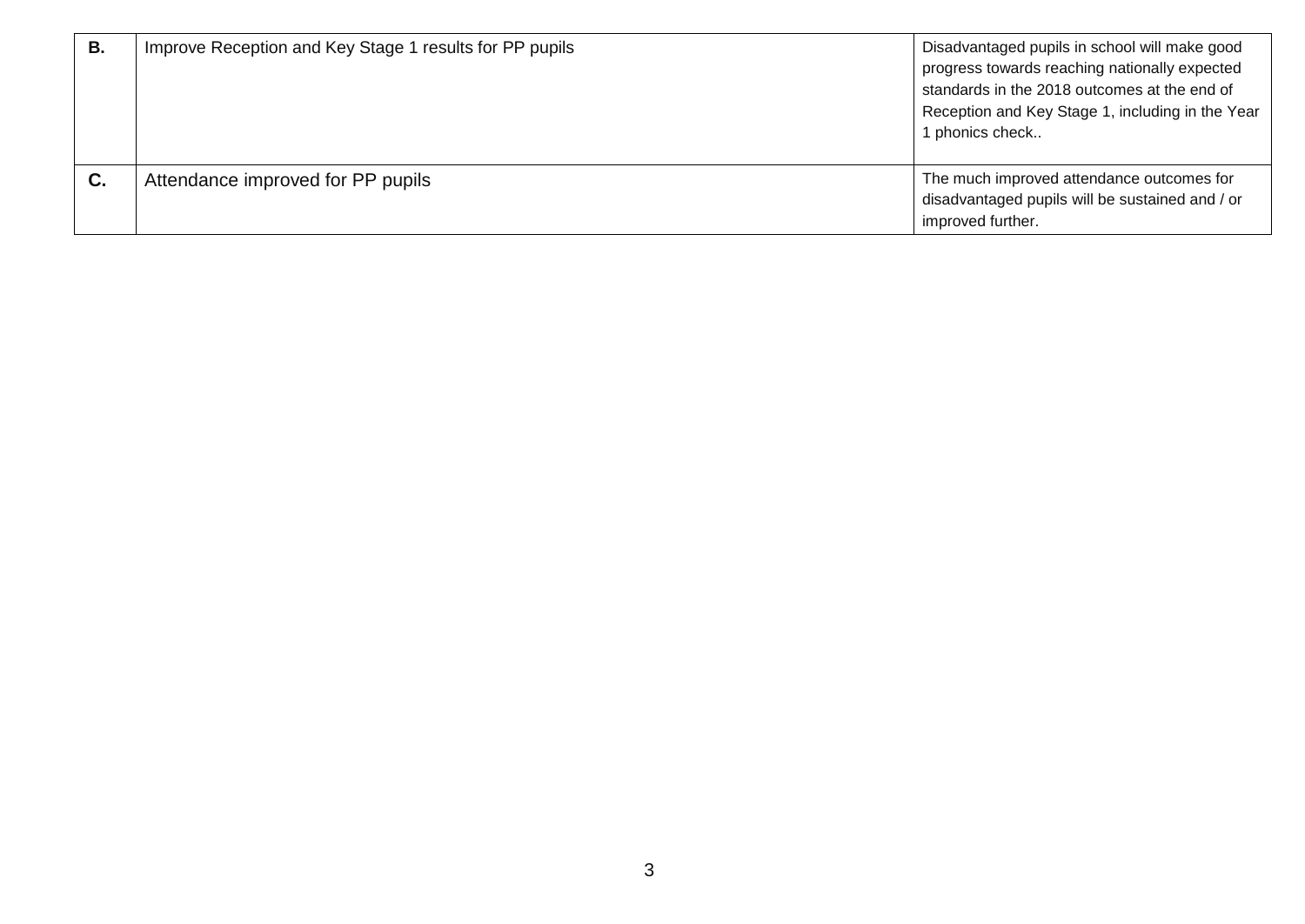| | | |
|---|---|---|
| **B.** | Improve Reception and Key Stage 1 results for PP pupils | Disadvantaged pupils in school will make good progress towards reaching nationally expected standards in the 2018 outcomes at the end of Reception and Key Stage 1, including in the Year 1 phonics check.. |
| **C.** | Attendance improved for PP pupils | The much improved attendance outcomes for disadvantaged pupils will be sustained and / or improved further. |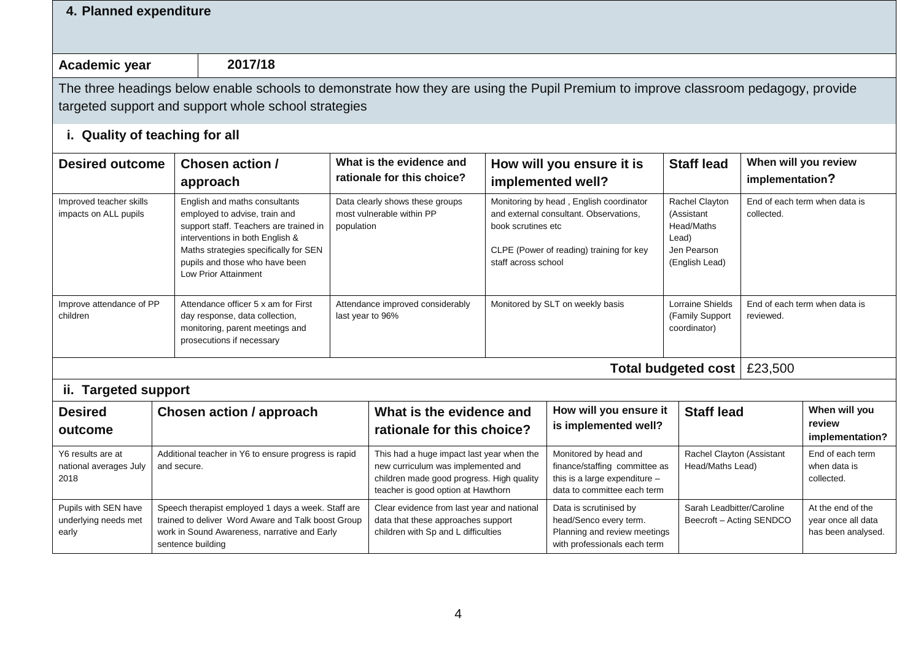## 4. Planned expenditure

| Academic year | 2017/18 |
|---|---|

The three headings below enable schools to demonstrate how they are using the Pupil Premium to improve classroom pedagogy, provide targeted support and support whole school strategies

### i. Quality of teaching for all

| Desired outcome | Chosen action / approach | What is the evidence and rationale for this choice? | How will you ensure it is implemented well? | Staff lead | When will you review implementation? |
|---|---|---|---|---|---|
| Improved teacher skills impacts on ALL pupils | English and maths consultants employed to advise, train and support staff. Teachers are trained in interventions in both English & Maths strategies specifically for SEN pupils and those who have been Low Prior Attainment | Data clearly shows these groups most vulnerable within PP population | Monitoring by head , English coordinator and external consultant. Observations, book scrutines etc<br><br>CLPE (Power of reading) training for key staff across school | Rachel Clayton (Assistant Head/Maths Lead)<br>Jen Pearson (English Lead) | End of each term when data is collected. |
| Improve attendance of PP children | Attendance officer 5 x am for First day response, data collection, monitoring, parent meetings and prosecutions if necessary | Attendance improved considerably last year to 96% | Monitored by SLT on weekly basis | Lorraine Shields (Family Support coordinator) | End of each term when data is reviewed. |
| | | | | **Total budgeted cost** | £23,500 |

### ii. Targeted support

| Desired outcome | Chosen action / approach | What is the evidence and rationale for this choice? | How will you ensure it is implemented well? | Staff lead | When will you review implementation? |
|---|---|---|---|---|---|
| Y6 results are at national averages July 2018 | Additional teacher in Y6 to ensure progress is rapid and secure. | This had a huge impact last year when the new curriculum was implemented and children made good progress. High quality teacher is good option at Hawthorn | Monitored by head and finance/staffing committee as this is a large expenditure – data to committee each term | Rachel Clayton (Assistant Head/Maths Lead) | End of each term when data is collected. |
| Pupils with SEN have underlying needs met early | Speech therapist employed 1 days a week. Staff are trained to deliver Word Aware and Talk boost Group work in Sound Awareness, narrative and Early sentence building | Clear evidence from last year and national data that these approaches support children with Sp and L difficulties | Data is scrutinised by head/Senco every term. Planning and review meetings with professionals each term | Sarah Leadbitter/Caroline Beecroft – Acting SENDCO | At the end of the year once all data has been analysed. |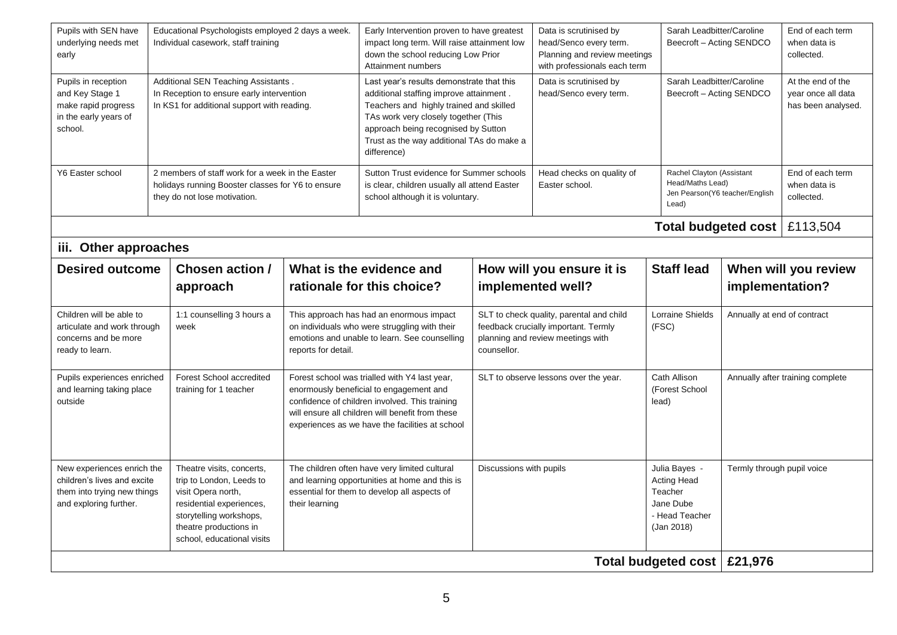| Desired outcome | Chosen action / approach | What is the evidence and rationale for this choice? | How will you ensure it is implemented well? | Staff lead | When will you review implementation? |
|---|---|---|---|---|---|
| Pupils with SEN have underlying needs met early | Educational Psychologists employed 2 days a week. Individual casework, staff training | Early Intervention proven to have greatest impact long term. Will raise attainment low down the school reducing Low Prior Attainment numbers | Data is scrutinised by head/Senco every term. Planning and review meetings with professionals each term | Sarah Leadbitter/Caroline Beecroft – Acting SENDCO | End of each term when data is collected. |
| Pupils in reception and Key Stage 1 make rapid progress in the early years of school. | Additional SEN Teaching Assistants . In Reception to ensure early intervention In KS1 for additional support with reading. | Last year's results demonstrate that this additional staffing improve attainment . Teachers and highly trained and skilled TAs work very closely together (This approach being recognised by Sutton Trust as the way additional TAs do make a difference) | Data is scrutinised by head/Senco every term. | Sarah Leadbitter/Caroline Beecroft – Acting SENDCO | At the end of the year once all data has been analysed. |
| Y6 Easter school | 2 members of staff work for a week in the Easter holidays running Booster classes for Y6 to ensure they do not lose motivation. | Sutton Trust evidence for Summer schools is clear, children usually all attend Easter school although it is voluntary. | Head checks on quality of Easter school. | Rachel Clayton (Assistant Head/Maths Lead) Jen Pearson(Y6 teacher/English Lead) | End of each term when data is collected. |
| | | | | **Total budgeted cost** | £113,504 |

### iii. Other approaches

| Desired outcome | Chosen action / approach | What is the evidence and rationale for this choice? | How will you ensure it is implemented well? | Staff lead | When will you review implementation? |
|---|---|---|---|---|---|
| Children will be able to articulate and work through concerns and be more ready to learn. | 1:1 counselling 3 hours a week | This approach has had an enormous impact on individuals who were struggling with their emotions and unable to learn. See counselling reports for detail. | SLT to check quality, parental and child feedback crucially important. Termly planning and review meetings with counsellor. | Lorraine Shields (FSC) | Annually at end of contract |
| Pupils experiences enriched and learning taking place outside | Forest School accredited training for 1 teacher | Forest school was trialled with Y4 last year, enormously beneficial to engagement and confidence of children involved. This training will ensure all children will benefit from these experiences as we have the facilities at school | SLT to observe lessons over the year. | Cath Allison (Forest School lead) | Annually after training complete |
| New experiences enrich the children's lives and excite them into trying new things and exploring further. | Theatre visits, concerts, trip to London, Leeds to visit Opera north, residential experiences, storytelling workshops, theatre productions in school, educational visits | The children often have very limited cultural and learning opportunities at home and this is essential for them to develop all aspects of their learning | Discussions with pupils | Julia Bayes - Acting Head Teacher Jane Dube - Head Teacher (Jan 2018) | Termly through pupil voice |
| | | | | **Total budgeted cost** | **£21,976** |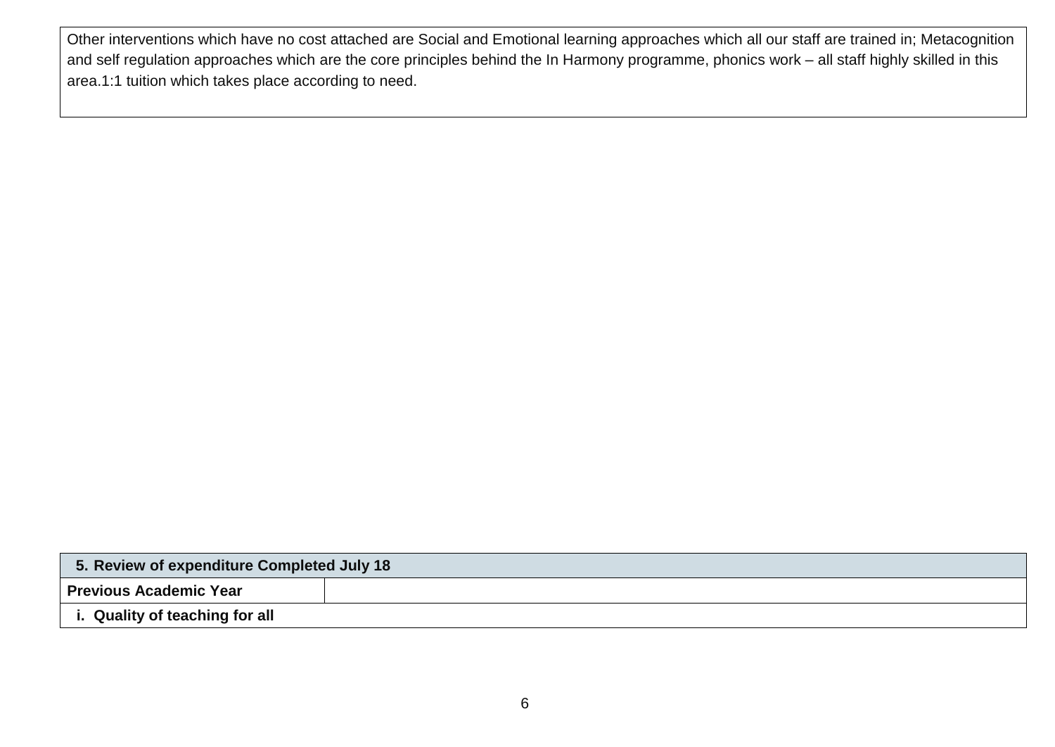Other interventions which have no cost attached are Social and Emotional learning approaches which all our staff are trained in; Metacognition and self regulation approaches which are the core principles behind the In Harmony programme, phonics work – all staff highly skilled in this area.1:1 tuition which takes place according to need.

| 5. Review of expenditure Completed July 18 | |
|---|---|
| **Previous Academic Year** | |
| **i. Quality of teaching for all** | |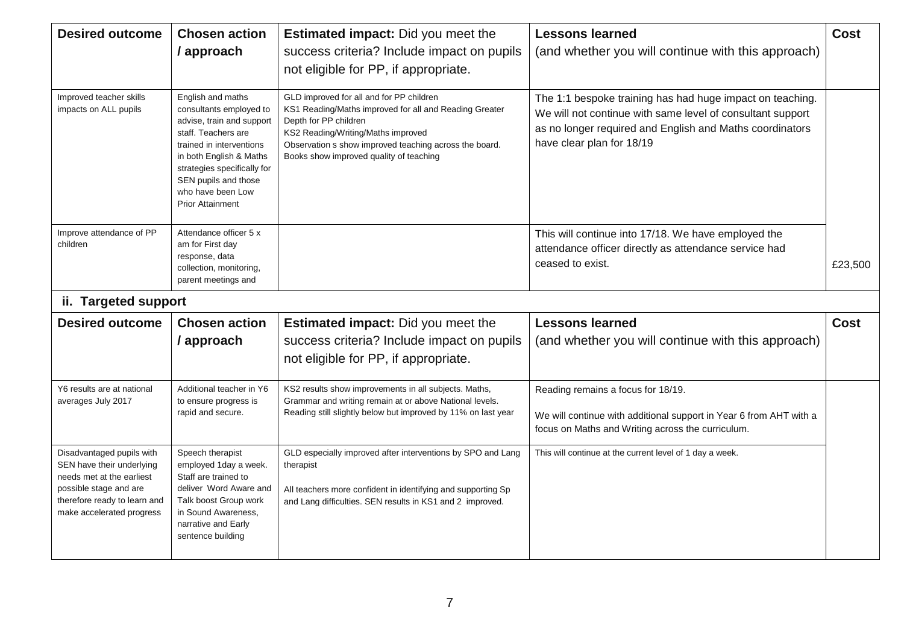| Desired outcome | Chosen action / approach | Estimated impact: Did you meet the success criteria? Include impact on pupils not eligible for PP, if appropriate. | Lessons learned (and whether you will continue with this approach) | Cost |
|---|---|---|---|---|
| Improved teacher skills impacts on ALL pupils | English and maths consultants employed to advise, train and support staff. Teachers are trained in interventions in both English & Maths strategies specifically for SEN pupils and those who have been Low Prior Attainment | GLD improved for all and for PP children<br>KS1 Reading/Maths improved for all and Reading Greater Depth for PP children<br>KS2 Reading/Writing/Maths improved<br>Observation s show improved teaching across the board.<br>Books show improved quality of teaching | The 1:1 bespoke training has had huge impact on teaching. We will not continue with same level of consultant support as no longer required and English and Maths coordinators have clear plan for 18/19 | |
| Improve attendance of PP children | Attendance officer 5 x am for First day response, data collection, monitoring, parent meetings and | | This will continue into 17/18. We have employed the attendance officer directly as attendance service had ceased to exist. | £23,500 |

## ii. Targeted support

| Desired outcome | Chosen action / approach | Estimated impact: Did you meet the success criteria? Include impact on pupils not eligible for PP, if appropriate. | Lessons learned (and whether you will continue with this approach) | Cost |
|---|---|---|---|---|
| Y6 results are at national averages July 2017 | Additional teacher in Y6 to ensure progress is rapid and secure. | KS2 results show improvements in all subjects. Maths, Grammar and writing remain at or above National levels. Reading still slightly below but improved by 11% on last year | Reading remains a focus for 18/19.<br><br>We will continue with additional support in Year 6 from AHT with a focus on Maths and Writing across the curriculum. | |
| Disadvantaged pupils with SEN have their underlying needs met at the earliest possible stage and are therefore ready to learn and make accelerated progress | Speech therapist employed 1day a week. Staff are trained to deliver Word Aware and Talk boost Group work in Sound Awareness, narrative and Early sentence building | GLD especially improved after interventions by SPO and Lang therapist<br><br>All teachers more confident in identifying and supporting Sp and Lang difficulties. SEN results in KS1 and 2 improved. | This will continue at the current level of 1 day a week. | |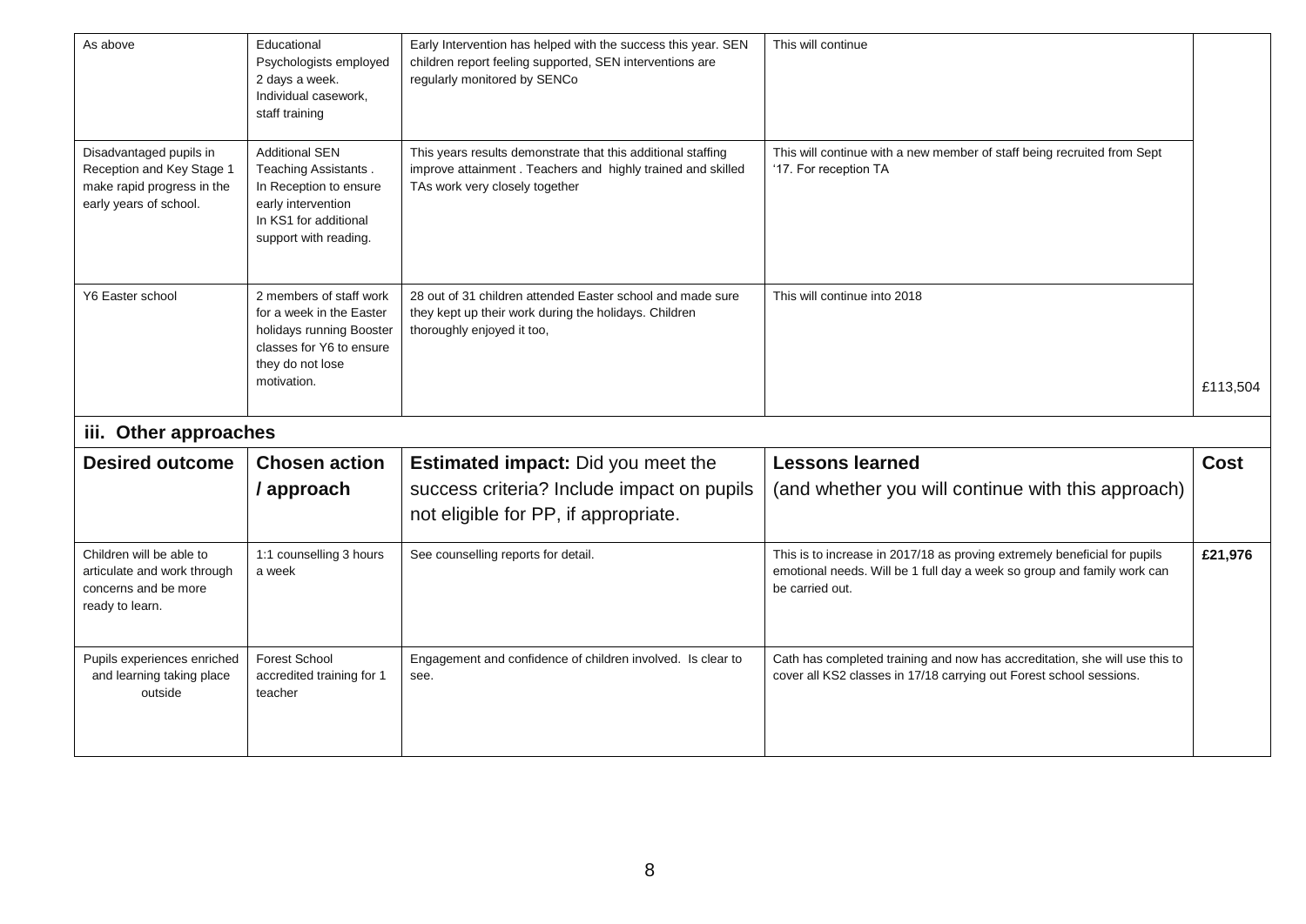| | | | | |
|---|---|---|---|---|
| As above | Educational Psychologists employed 2 days a week. Individual casework, staff training | Early Intervention has helped with the success this year. SEN children report feeling supported, SEN interventions are regularly monitored by SENCo | This will continue | |
| Disadvantaged pupils in Reception and Key Stage 1 make rapid progress in the early years of school. | Additional SEN Teaching Assistants . In Reception to ensure early intervention In KS1 for additional support with reading. | This years results demonstrate that this additional staffing improve attainment . Teachers and highly trained and skilled TAs work very closely together | This will continue with a new member of staff being recruited from Sept '17. For reception TA | |
| Y6 Easter school | 2 members of staff work for a week in the Easter holidays running Booster classes for Y6 to ensure they do not lose motivation. | 28 out of 31 children attended Easter school and made sure they kept up their work during the holidays. Children thoroughly enjoyed it too, | This will continue into 2018 | £113,504 |

### iii. Other approaches

| Desired outcome | Chosen action / approach | Estimated impact: Did you meet the success criteria? Include impact on pupils not eligible for PP, if appropriate. | Lessons learned (and whether you will continue with this approach) | Cost |
|---|---|---|---|---|
| Children will be able to articulate and work through concerns and be more ready to learn. | 1:1 counselling 3 hours a week | See counselling reports for detail. | This is to increase in 2017/18 as proving extremely beneficial for pupils emotional needs. Will be 1 full day a week so group and family work can be carried out. | **£21,976** |
| Pupils experiences enriched and learning taking place outside | Forest School accredited training for 1 teacher | Engagement and confidence of children involved. Is clear to see. | Cath has completed training and now has accreditation, she will use this to cover all KS2 classes in 17/18 carrying out Forest school sessions. | |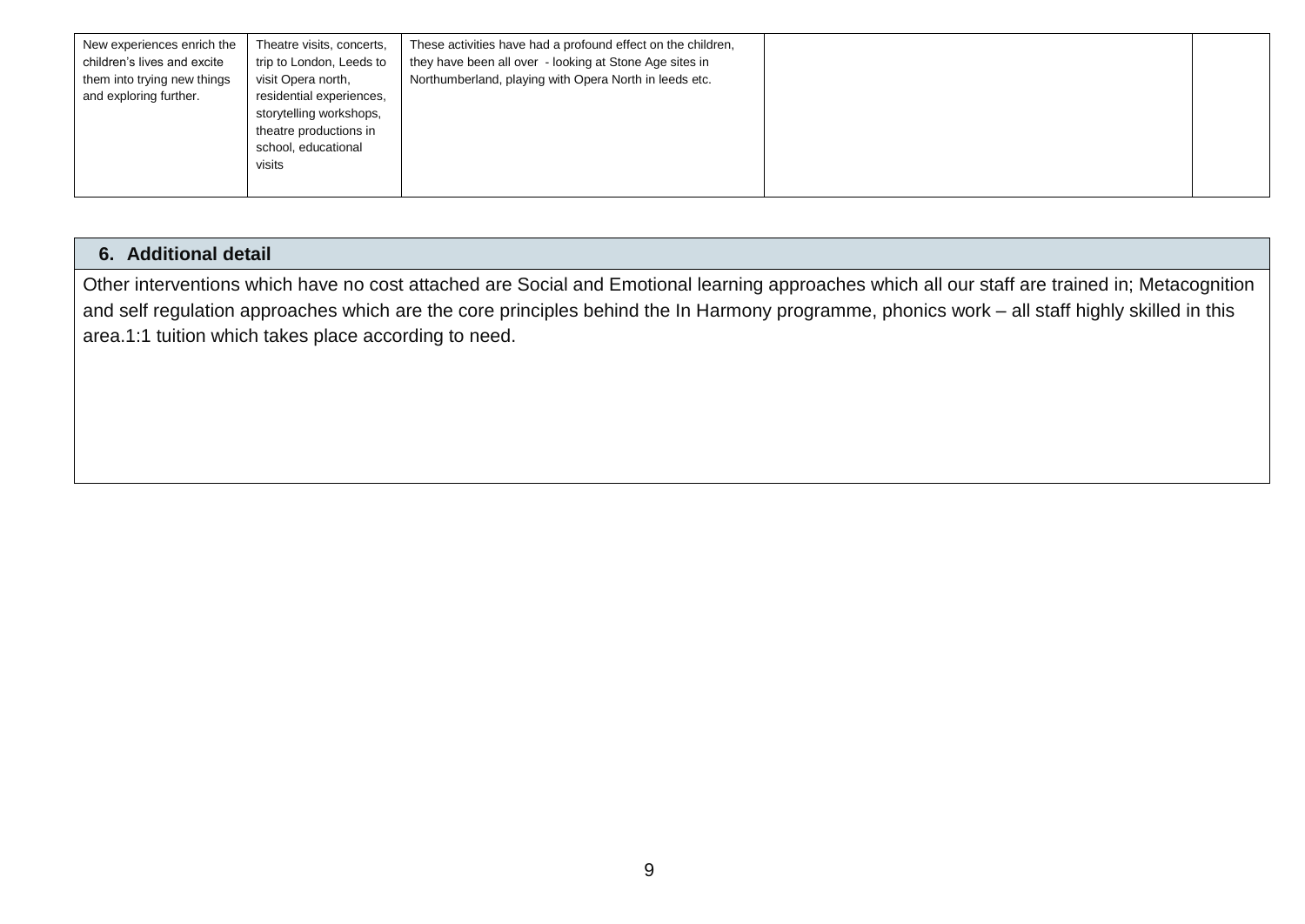| | | | | |
|---|---|---|---|---|
| New experiences enrich the children's lives and excite them into trying new things and exploring further. | Theatre visits, concerts, trip to London, Leeds to visit Opera north, residential experiences, storytelling workshops, theatre productions in school, educational visits | These activities have had a profound effect on the children, they have been all over - looking at Stone Age sites in Northumberland, playing with Opera North in leeds etc. | | |

## 6. Additional detail

Other interventions which have no cost attached are Social and Emotional learning approaches which all our staff are trained in; Metacognition and self regulation approaches which are the core principles behind the In Harmony programme, phonics work – all staff highly skilled in this area.1:1 tuition which takes place according to need.